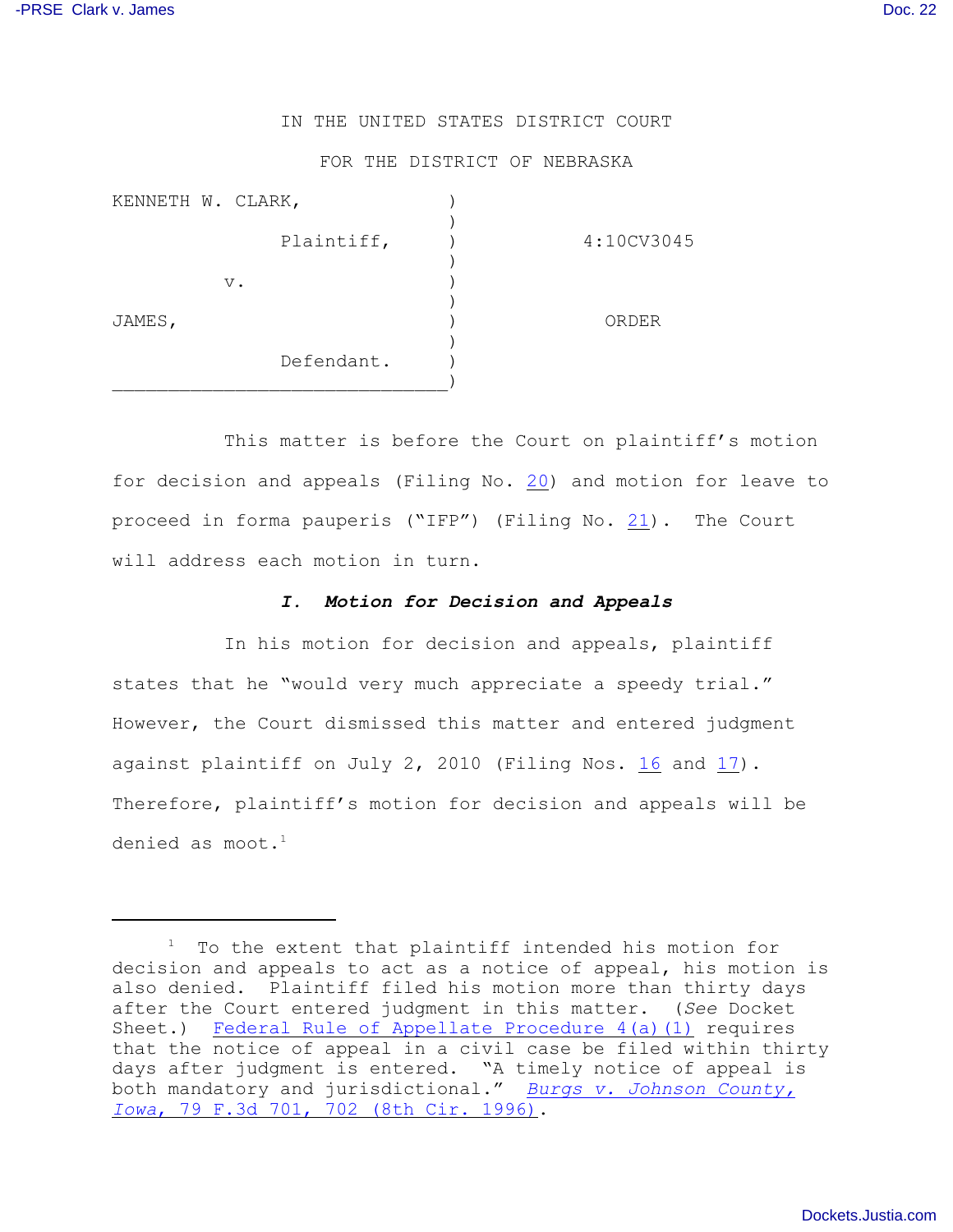IN THE UNITED STATES DISTRICT COURT

FOR THE DISTRICT OF NEBRASKA

| | | |
|---|---|---|
| KENNETH W. CLARK, Plaintiff, | ) | 4:10CV3045 |
| v. | ) | |
| JAMES, Defendant. | ) | ORDER |

This matter is before the Court on plaintiff's motion for decision and appeals (Filing No. 20) and motion for leave to proceed in forma pauperis ("IFP") (Filing No. 21). The Court will address each motion in turn.

### *I. Motion for Decision and Appeals*

In his motion for decision and appeals, plaintiff states that he "would very much appreciate a speedy trial." However, the Court dismissed this matter and entered judgment against plaintiff on July 2, 2010 (Filing Nos. 16 and 17). Therefore, plaintiff's motion for decision and appeals will be denied as moot.[1]

---

[1] To the extent that plaintiff intended his motion for decision and appeals to act as a notice of appeal, his motion is also denied. Plaintiff filed his motion more than thirty days after the Court entered judgment in this matter. (*See* Docket Sheet.) Federal Rule of Appellate Procedure 4(a)(1) requires that the notice of appeal in a civil case be filed within thirty days after judgment is entered. "A timely notice of appeal is both mandatory and jurisdictional." *Burgs v. Johnson County, Iowa*, 79 F.3d 701, 702 (8th Cir. 1996).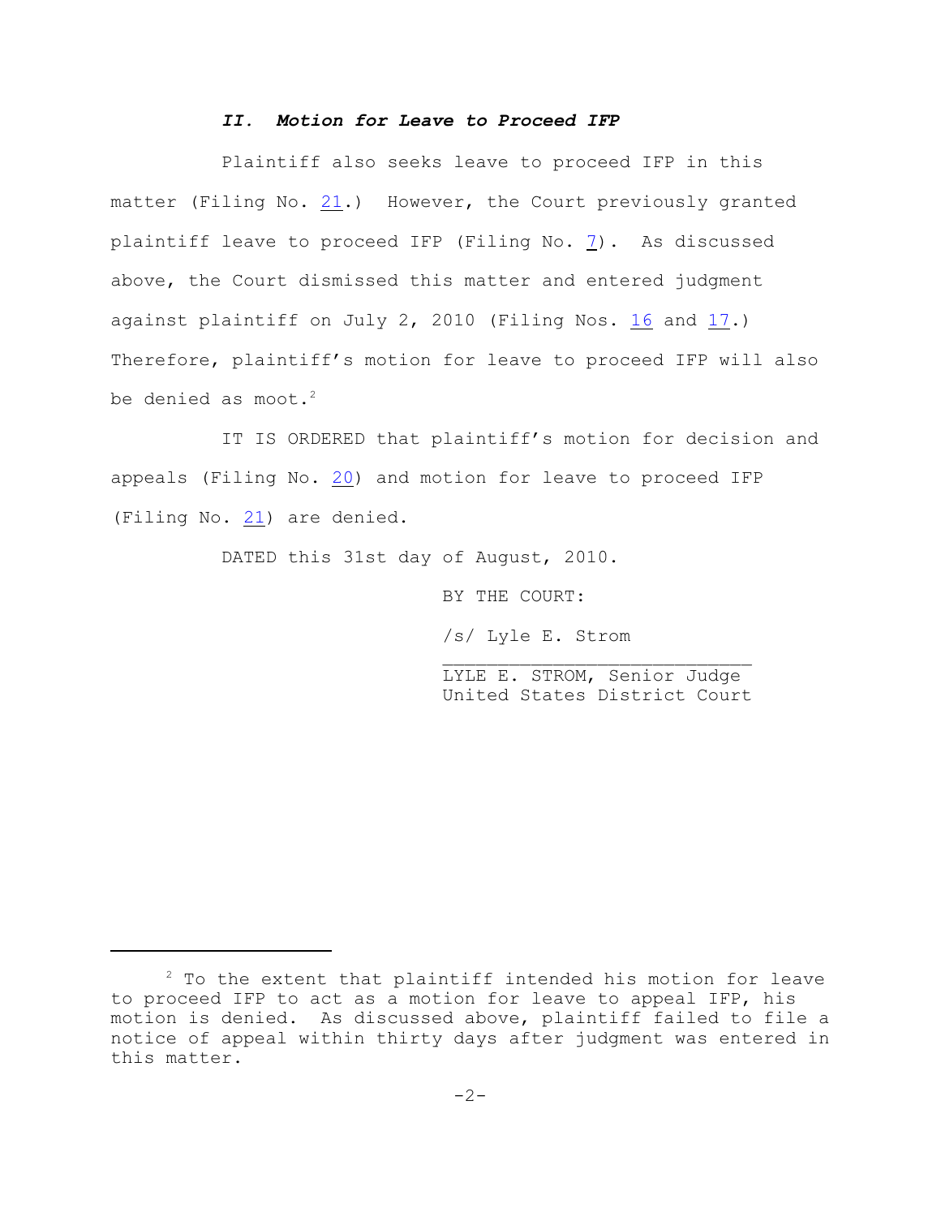### *II. Motion for Leave to Proceed IFP*

Plaintiff also seeks leave to proceed IFP in this matter (Filing No. 21.) However, the Court previously granted plaintiff leave to proceed IFP (Filing No. 7). As discussed above, the Court dismissed this matter and entered judgment against plaintiff on July 2, 2010 (Filing Nos. 16 and 17.) Therefore, plaintiff's motion for leave to proceed IFP will also be denied as moot.[2]

IT IS ORDERED that plaintiff's motion for decision and appeals (Filing No. 20) and motion for leave to proceed IFP (Filing No. 21) are denied.

DATED this 31st day of August, 2010.

BY THE COURT:

/s/ Lyle E. Strom

LYLE E. STROM, Senior Judge
United States District Court

---

[2] To the extent that plaintiff intended his motion for leave to proceed IFP to act as a motion for leave to appeal IFP, his motion is denied. As discussed above, plaintiff failed to file a notice of appeal within thirty days after judgment was entered in this matter.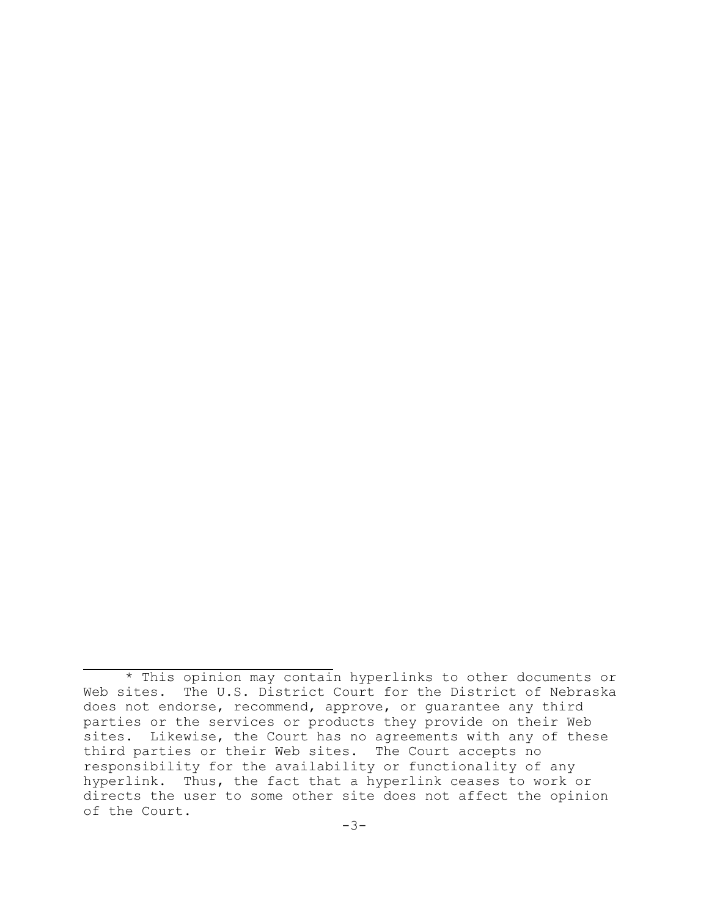\* This opinion may contain hyperlinks to other documents or Web sites. The U.S. District Court for the District of Nebraska does not endorse, recommend, approve, or guarantee any third parties or the services or products they provide on their Web sites. Likewise, the Court has no agreements with any of these third parties or their Web sites. The Court accepts no responsibility for the availability or functionality of any hyperlink. Thus, the fact that a hyperlink ceases to work or directs the user to some other site does not affect the opinion of the Court.